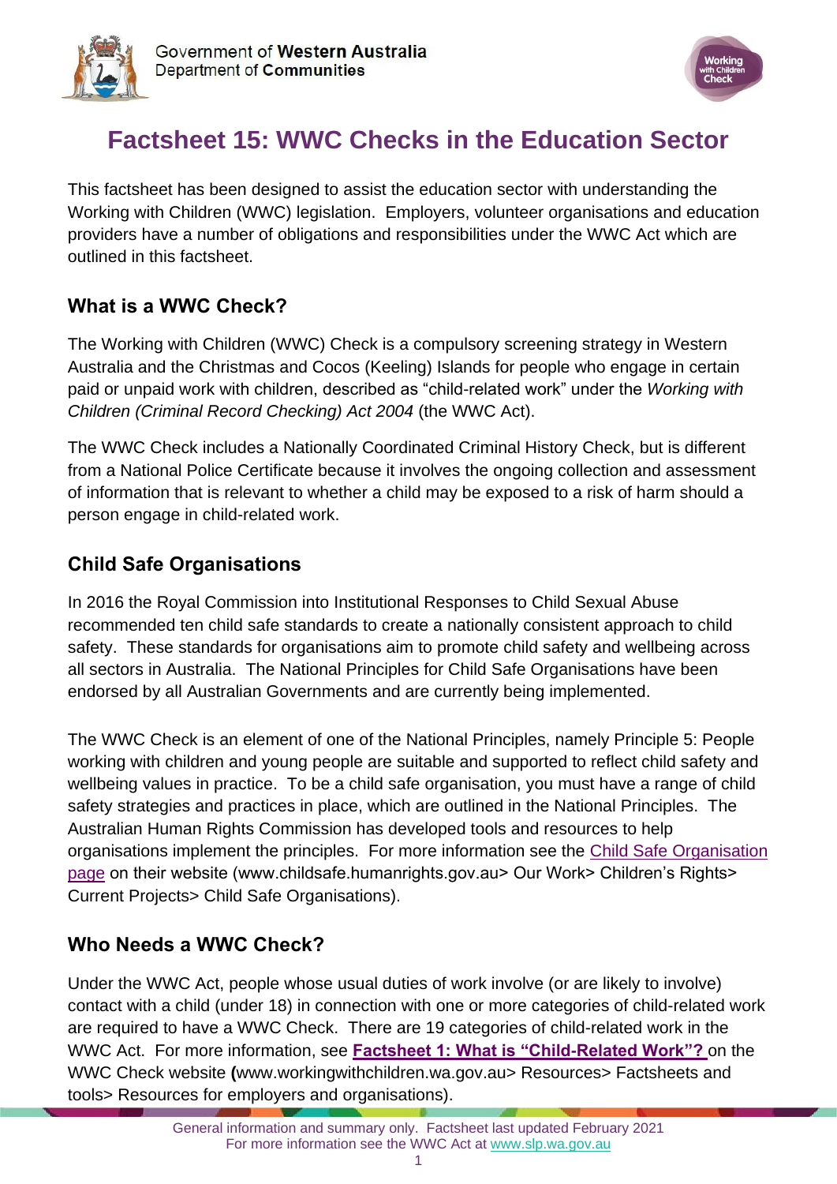Government of **Western Australia**
Department of **Communities**

# Factsheet 15: WWC Checks in the Education Sector

This factsheet has been designed to assist the education sector with understanding the Working with Children (WWC) legislation. Employers, volunteer organisations and education providers have a number of obligations and responsibilities under the WWC Act which are outlined in this factsheet.

## What is a WWC Check?

The Working with Children (WWC) Check is a compulsory screening strategy in Western Australia and the Christmas and Cocos (Keeling) Islands for people who engage in certain paid or unpaid work with children, described as "child-related work" under the *Working with Children (Criminal Record Checking) Act 2004* (the WWC Act).

The WWC Check includes a Nationally Coordinated Criminal History Check, but is different from a National Police Certificate because it involves the ongoing collection and assessment of information that is relevant to whether a child may be exposed to a risk of harm should a person engage in child-related work.

## Child Safe Organisations

In 2016 the Royal Commission into Institutional Responses to Child Sexual Abuse recommended ten child safe standards to create a nationally consistent approach to child safety. These standards for organisations aim to promote child safety and wellbeing across all sectors in Australia. The National Principles for Child Safe Organisations have been endorsed by all Australian Governments and are currently being implemented.

The WWC Check is an element of one of the National Principles, namely Principle 5: People working with children and young people are suitable and supported to reflect child safety and wellbeing values in practice. To be a child safe organisation, you must have a range of child safety strategies and practices in place, which are outlined in the National Principles. The Australian Human Rights Commission has developed tools and resources to help organisations implement the principles. For more information see the Child Safe Organisation page on their website (www.childsafe.humanrights.gov.au> Our Work> Children's Rights> Current Projects> Child Safe Organisations).

## Who Needs a WWC Check?

Under the WWC Act, people whose usual duties of work involve (or are likely to involve) contact with a child (under 18) in connection with one or more categories of child-related work are required to have a WWC Check. There are 19 categories of child-related work in the WWC Act. For more information, see **Factsheet 1: What is "Child-Related Work"?** on the WWC Check website (www.workingwithchildren.wa.gov.au> Resources> Factsheets and tools> Resources for employers and organisations).

General information and summary only. Factsheet last updated February 2021
For more information see the WWC Act at www.slp.wa.gov.au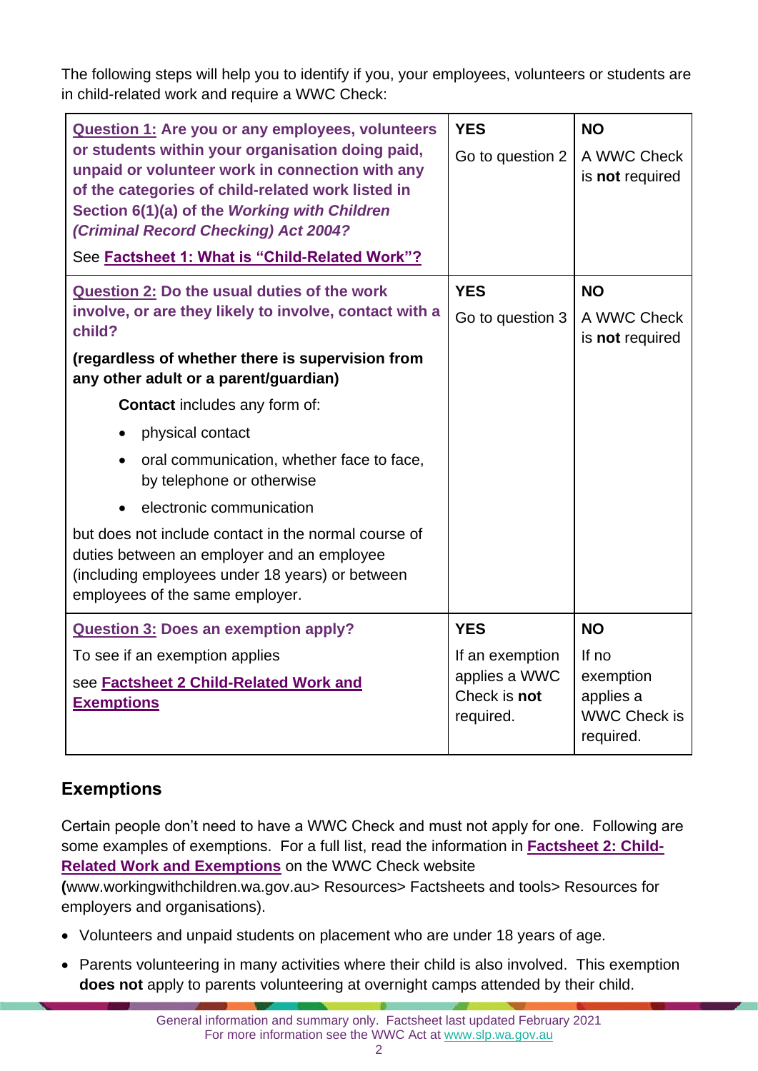The following steps will help you to identify if you, your employees, volunteers or students are in child-related work and require a WWC Check:

| Question | YES | NO |
|---|---|---|
| **Question 1: Are you or any employees, volunteers or students within your organisation doing paid, unpaid or volunteer work in connection with any of the categories of child-related work listed in Section 6(1)(a) of the *Working with Children (Criminal Record Checking) Act 2004?*** <br><br> See **Factsheet 1: What is "Child-Related Work"?** | **YES** <br><br> Go to question 2 | **NO** <br><br> A WWC Check is **not** required |
| **Question 2: Do the usual duties of the work involve, or are they likely to involve, contact with a child?** <br><br> **(regardless of whether there is supervision from any other adult or a parent/guardian)** <br><br> **Contact** includes any form of: <br> • physical contact <br> • oral communication, whether face to face, by telephone or otherwise <br> • electronic communication <br><br> but does not include contact in the normal course of duties between an employer and an employee (including employees under 18 years) or between employees of the same employer. | **YES** <br><br> Go to question 3 | **NO** <br><br> A WWC Check is **not** required |
| **Question 3: Does an exemption apply?** <br><br> To see if an exemption applies <br><br> see **Factsheet 2 Child-Related Work and Exemptions** | **YES** <br><br> If an exemption applies a WWC Check is **not** required. | **NO** <br><br> If no exemption applies a WWC Check is required. |

## Exemptions

Certain people don't need to have a WWC Check and must not apply for one. Following are some examples of exemptions. For a full list, read the information in **Factsheet 2: Child-Related Work and Exemptions** on the WWC Check website **(**www.workingwithchildren.wa.gov.au> Resources> Factsheets and tools> Resources for employers and organisations).

- Volunteers and unpaid students on placement who are under 18 years of age.
- Parents volunteering in many activities where their child is also involved. This exemption **does not** apply to parents volunteering at overnight camps attended by their child.

General information and summary only. Factsheet last updated February 2021
For more information see the WWC Act at www.slp.wa.gov.au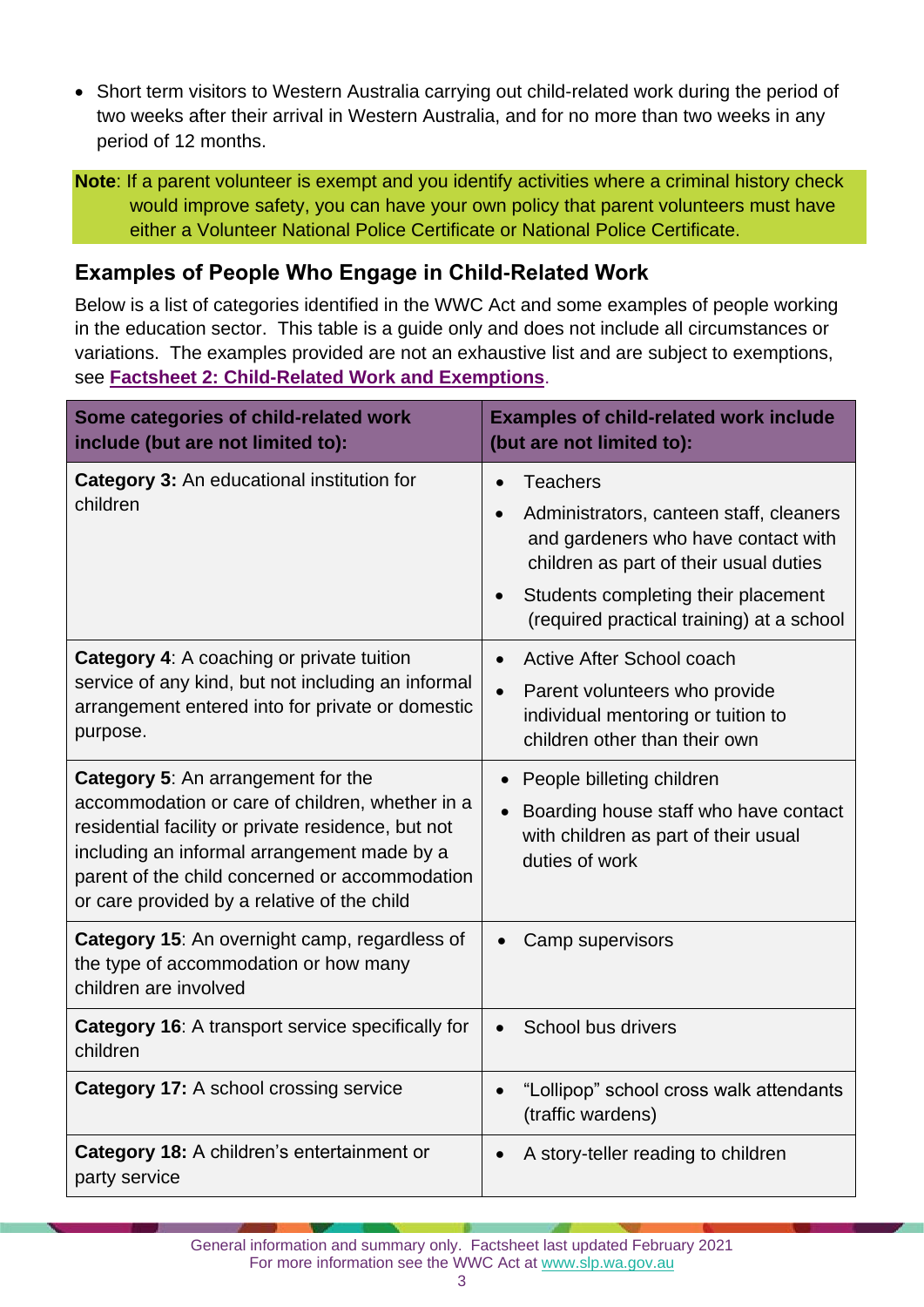- Short term visitors to Western Australia carrying out child-related work during the period of two weeks after their arrival in Western Australia, and for no more than two weeks in any period of 12 months.

**Note**: If a parent volunteer is exempt and you identify activities where a criminal history check would improve safety, you can have your own policy that parent volunteers must have either a Volunteer National Police Certificate or National Police Certificate.

## Examples of People Who Engage in Child-Related Work

Below is a list of categories identified in the WWC Act and some examples of people working in the education sector. This table is a guide only and does not include all circumstances or variations. The examples provided are not an exhaustive list and are subject to exemptions, see **Factsheet 2: Child-Related Work and Exemptions**.

| Some categories of child-related work include (but are not limited to): | Examples of child-related work include (but are not limited to): |
|---|---|
| **Category 3:** An educational institution for children | • Teachers<br>• Administrators, canteen staff, cleaners and gardeners who have contact with children as part of their usual duties<br>• Students completing their placement (required practical training) at a school |
| **Category 4**: A coaching or private tuition service of any kind, but not including an informal arrangement entered into for private or domestic purpose. | • Active After School coach<br>• Parent volunteers who provide individual mentoring or tuition to children other than their own |
| **Category 5**: An arrangement for the accommodation or care of children, whether in a residential facility or private residence, but not including an informal arrangement made by a parent of the child concerned or accommodation or care provided by a relative of the child | • People billeting children<br>• Boarding house staff who have contact with children as part of their usual duties of work |
| **Category 15**: An overnight camp, regardless of the type of accommodation or how many children are involved | • Camp supervisors |
| **Category 16**: A transport service specifically for children | • School bus drivers |
| **Category 17:** A school crossing service | • "Lollipop" school cross walk attendants (traffic wardens) |
| **Category 18:** A children's entertainment or party service | • A story-teller reading to children |

General information and summary only. Factsheet last updated February 2021
For more information see the WWC Act at www.slp.wa.gov.au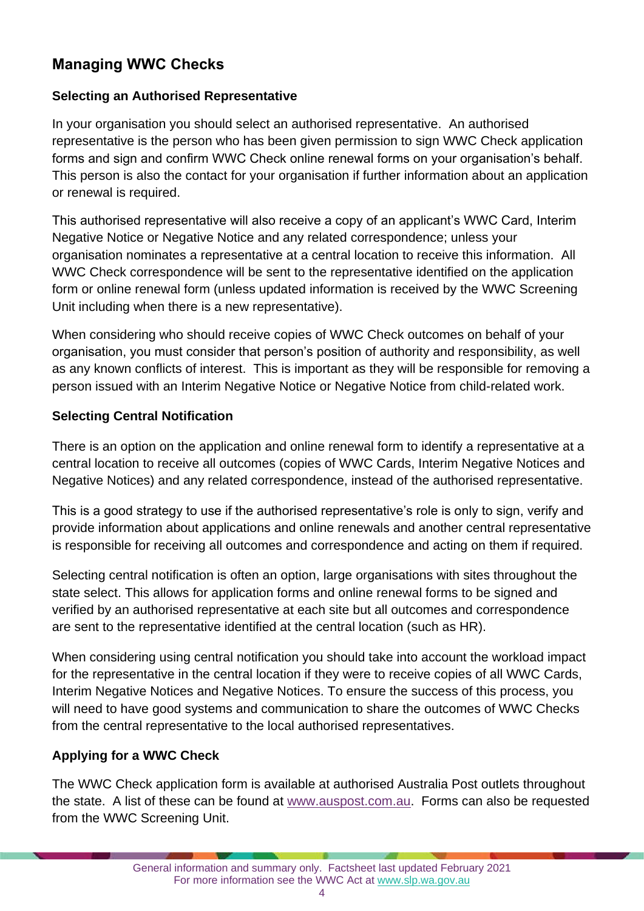## Managing WWC Checks

### Selecting an Authorised Representative

In your organisation you should select an authorised representative. An authorised representative is the person who has been given permission to sign WWC Check application forms and sign and confirm WWC Check online renewal forms on your organisation's behalf. This person is also the contact for your organisation if further information about an application or renewal is required.

This authorised representative will also receive a copy of an applicant's WWC Card, Interim Negative Notice or Negative Notice and any related correspondence; unless your organisation nominates a representative at a central location to receive this information. All WWC Check correspondence will be sent to the representative identified on the application form or online renewal form (unless updated information is received by the WWC Screening Unit including when there is a new representative).

When considering who should receive copies of WWC Check outcomes on behalf of your organisation, you must consider that person's position of authority and responsibility, as well as any known conflicts of interest. This is important as they will be responsible for removing a person issued with an Interim Negative Notice or Negative Notice from child-related work.

### Selecting Central Notification

There is an option on the application and online renewal form to identify a representative at a central location to receive all outcomes (copies of WWC Cards, Interim Negative Notices and Negative Notices) and any related correspondence, instead of the authorised representative.

This is a good strategy to use if the authorised representative's role is only to sign, verify and provide information about applications and online renewals and another central representative is responsible for receiving all outcomes and correspondence and acting on them if required.

Selecting central notification is often an option, large organisations with sites throughout the state select. This allows for application forms and online renewal forms to be signed and verified by an authorised representative at each site but all outcomes and correspondence are sent to the representative identified at the central location (such as HR).

When considering using central notification you should take into account the workload impact for the representative in the central location if they were to receive copies of all WWC Cards, Interim Negative Notices and Negative Notices. To ensure the success of this process, you will need to have good systems and communication to share the outcomes of WWC Checks from the central representative to the local authorised representatives.

### Applying for a WWC Check

The WWC Check application form is available at authorised Australia Post outlets throughout the state. A list of these can be found at www.auspost.com.au. Forms can also be requested from the WWC Screening Unit.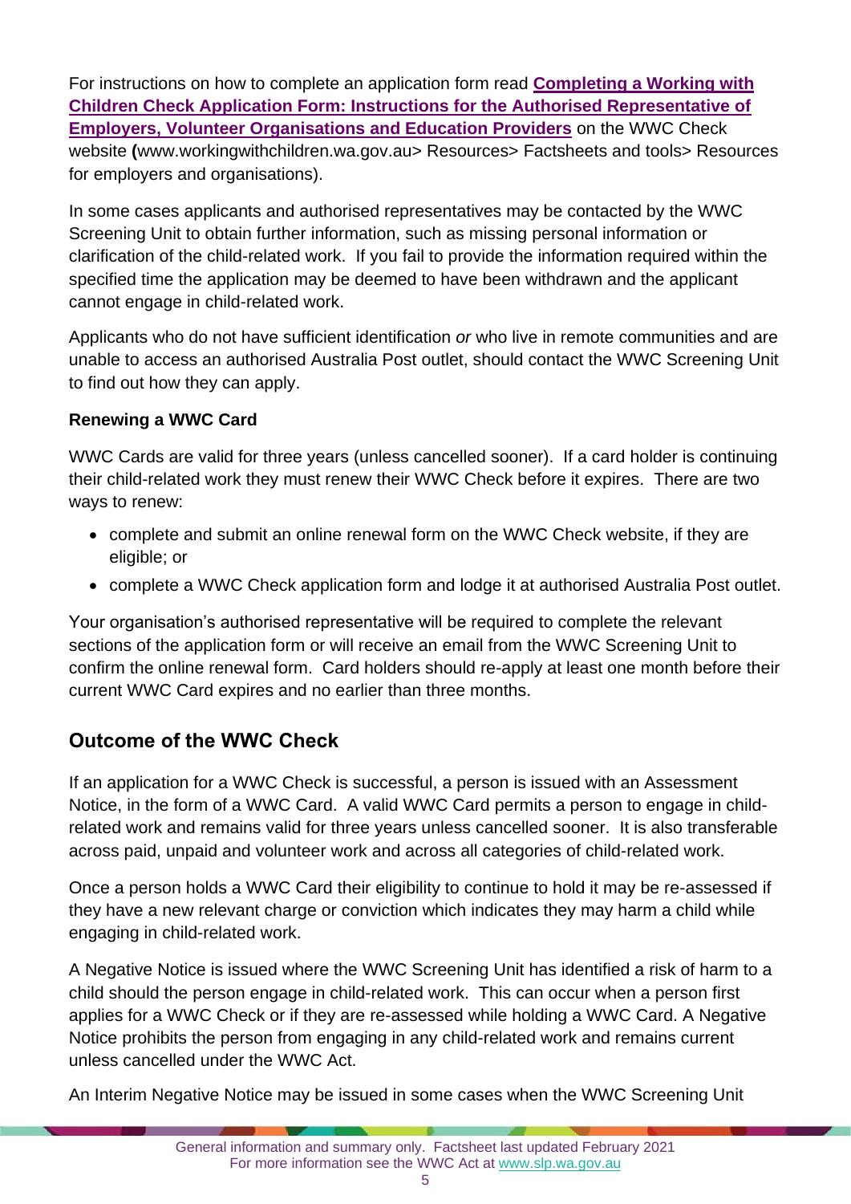For instructions on how to complete an application form read **Completing a Working with Children Check Application Form: Instructions for the Authorised Representative of Employers, Volunteer Organisations and Education Providers** on the WWC Check website **(**www.workingwithchildren.wa.gov.au> Resources> Factsheets and tools> Resources for employers and organisations).

In some cases applicants and authorised representatives may be contacted by the WWC Screening Unit to obtain further information, such as missing personal information or clarification of the child-related work. If you fail to provide the information required within the specified time the application may be deemed to have been withdrawn and the applicant cannot engage in child-related work.

Applicants who do not have sufficient identification *or* who live in remote communities and are unable to access an authorised Australia Post outlet, should contact the WWC Screening Unit to find out how they can apply.

**Renewing a WWC Card**

WWC Cards are valid for three years (unless cancelled sooner). If a card holder is continuing their child-related work they must renew their WWC Check before it expires. There are two ways to renew:

- complete and submit an online renewal form on the WWC Check website, if they are eligible; or
- complete a WWC Check application form and lodge it at authorised Australia Post outlet.

Your organisation's authorised representative will be required to complete the relevant sections of the application form or will receive an email from the WWC Screening Unit to confirm the online renewal form. Card holders should re-apply at least one month before their current WWC Card expires and no earlier than three months.

## Outcome of the WWC Check

If an application for a WWC Check is successful, a person is issued with an Assessment Notice, in the form of a WWC Card. A valid WWC Card permits a person to engage in child-related work and remains valid for three years unless cancelled sooner. It is also transferable across paid, unpaid and volunteer work and across all categories of child-related work.

Once a person holds a WWC Card their eligibility to continue to hold it may be re-assessed if they have a new relevant charge or conviction which indicates they may harm a child while engaging in child-related work.

A Negative Notice is issued where the WWC Screening Unit has identified a risk of harm to a child should the person engage in child-related work. This can occur when a person first applies for a WWC Check or if they are re-assessed while holding a WWC Card. A Negative Notice prohibits the person from engaging in any child-related work and remains current unless cancelled under the WWC Act.

An Interim Negative Notice may be issued in some cases when the WWC Screening Unit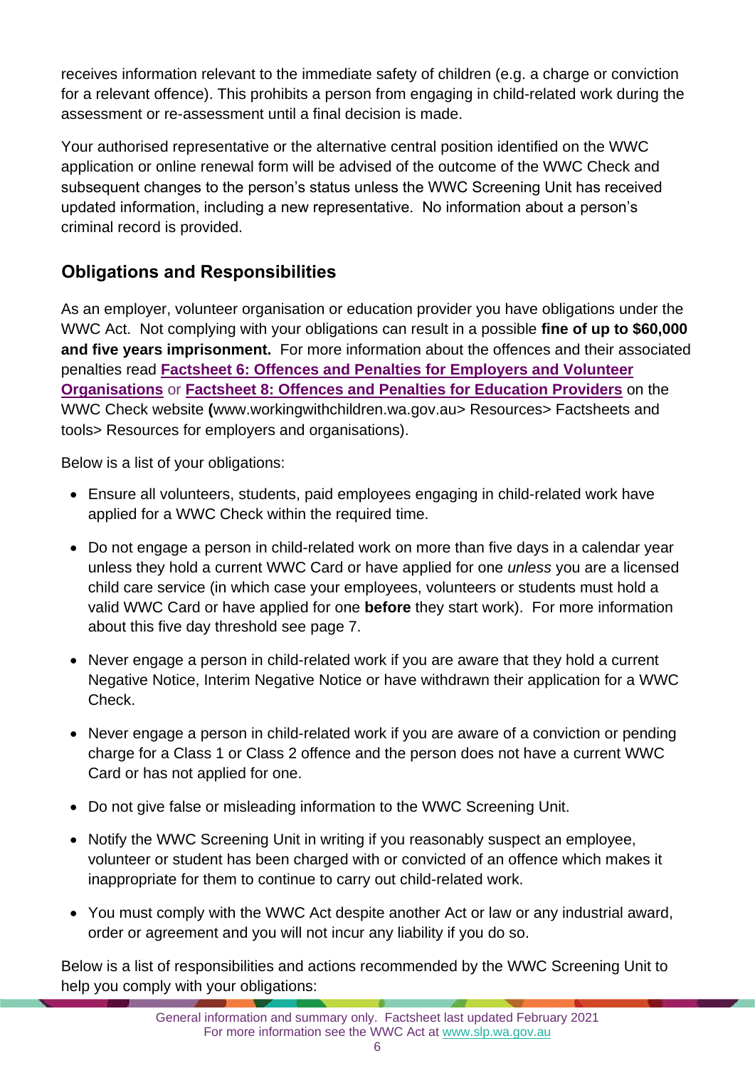receives information relevant to the immediate safety of children (e.g. a charge or conviction for a relevant offence). This prohibits a person from engaging in child-related work during the assessment or re-assessment until a final decision is made.

Your authorised representative or the alternative central position identified on the WWC application or online renewal form will be advised of the outcome of the WWC Check and subsequent changes to the person's status unless the WWC Screening Unit has received updated information, including a new representative. No information about a person's criminal record is provided.

## Obligations and Responsibilities

As an employer, volunteer organisation or education provider you have obligations under the WWC Act. Not complying with your obligations can result in a possible **fine of up to $60,000 and five years imprisonment.** For more information about the offences and their associated penalties read **Factsheet 6: Offences and Penalties for Employers and Volunteer Organisations** or **Factsheet 8: Offences and Penalties for Education Providers** on the WWC Check website **(**www.workingwithchildren.wa.gov.au> Resources> Factsheets and tools> Resources for employers and organisations).

Below is a list of your obligations:

- Ensure all volunteers, students, paid employees engaging in child-related work have applied for a WWC Check within the required time.
- Do not engage a person in child-related work on more than five days in a calendar year unless they hold a current WWC Card or have applied for one *unless* you are a licensed child care service (in which case your employees, volunteers or students must hold a valid WWC Card or have applied for one **before** they start work). For more information about this five day threshold see page 7.
- Never engage a person in child-related work if you are aware that they hold a current Negative Notice, Interim Negative Notice or have withdrawn their application for a WWC Check.
- Never engage a person in child-related work if you are aware of a conviction or pending charge for a Class 1 or Class 2 offence and the person does not have a current WWC Card or has not applied for one.
- Do not give false or misleading information to the WWC Screening Unit.
- Notify the WWC Screening Unit in writing if you reasonably suspect an employee, volunteer or student has been charged with or convicted of an offence which makes it inappropriate for them to continue to carry out child-related work.
- You must comply with the WWC Act despite another Act or law or any industrial award, order or agreement and you will not incur any liability if you do so.

Below is a list of responsibilities and actions recommended by the WWC Screening Unit to help you comply with your obligations: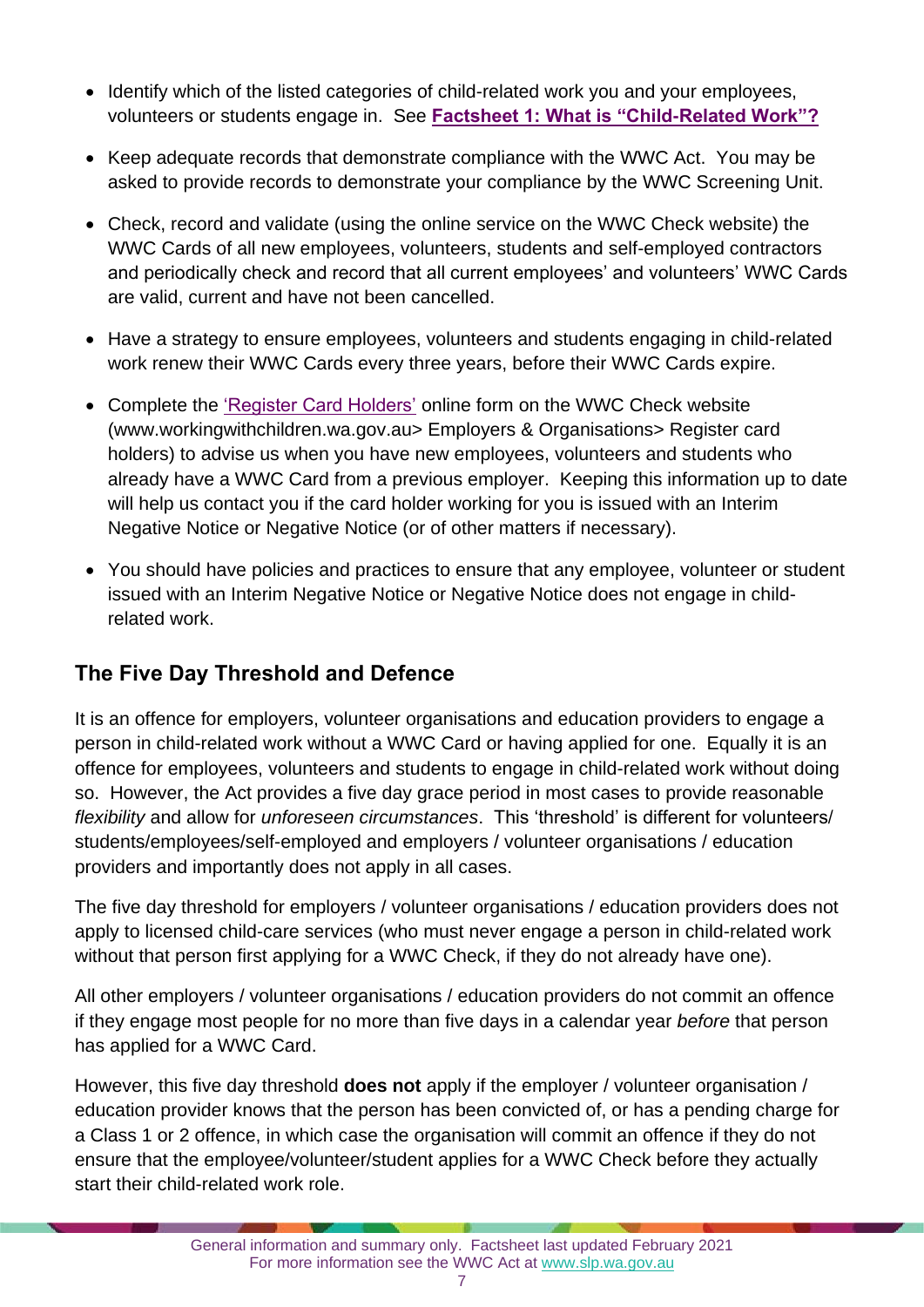- Identify which of the listed categories of child-related work you and your employees, volunteers or students engage in. See **Factsheet 1: What is “Child-Related Work”?**
- Keep adequate records that demonstrate compliance with the WWC Act. You may be asked to provide records to demonstrate your compliance by the WWC Screening Unit.
- Check, record and validate (using the online service on the WWC Check website) the WWC Cards of all new employees, volunteers, students and self-employed contractors and periodically check and record that all current employees’ and volunteers’ WWC Cards are valid, current and have not been cancelled.
- Have a strategy to ensure employees, volunteers and students engaging in child-related work renew their WWC Cards every three years, before their WWC Cards expire.
- Complete the ‘Register Card Holders’ online form on the WWC Check website (www.workingwithchildren.wa.gov.au> Employers & Organisations> Register card holders) to advise us when you have new employees, volunteers and students who already have a WWC Card from a previous employer. Keeping this information up to date will help us contact you if the card holder working for you is issued with an Interim Negative Notice or Negative Notice (or of other matters if necessary).
- You should have policies and practices to ensure that any employee, volunteer or student issued with an Interim Negative Notice or Negative Notice does not engage in child-related work.

## The Five Day Threshold and Defence

It is an offence for employers, volunteer organisations and education providers to engage a person in child-related work without a WWC Card or having applied for one. Equally it is an offence for employees, volunteers and students to engage in child-related work without doing so. However, the Act provides a five day grace period in most cases to provide reasonable *flexibility* and allow for *unforeseen circumstances*. This ‘threshold’ is different for volunteers/ students/employees/self-employed and employers / volunteer organisations / education providers and importantly does not apply in all cases.

The five day threshold for employers / volunteer organisations / education providers does not apply to licensed child-care services (who must never engage a person in child-related work without that person first applying for a WWC Check, if they do not already have one).

All other employers / volunteer organisations / education providers do not commit an offence if they engage most people for no more than five days in a calendar year *before* that person has applied for a WWC Card.

However, this five day threshold **does not** apply if the employer / volunteer organisation / education provider knows that the person has been convicted of, or has a pending charge for a Class 1 or 2 offence, in which case the organisation will commit an offence if they do not ensure that the employee/volunteer/student applies for a WWC Check before they actually start their child-related work role.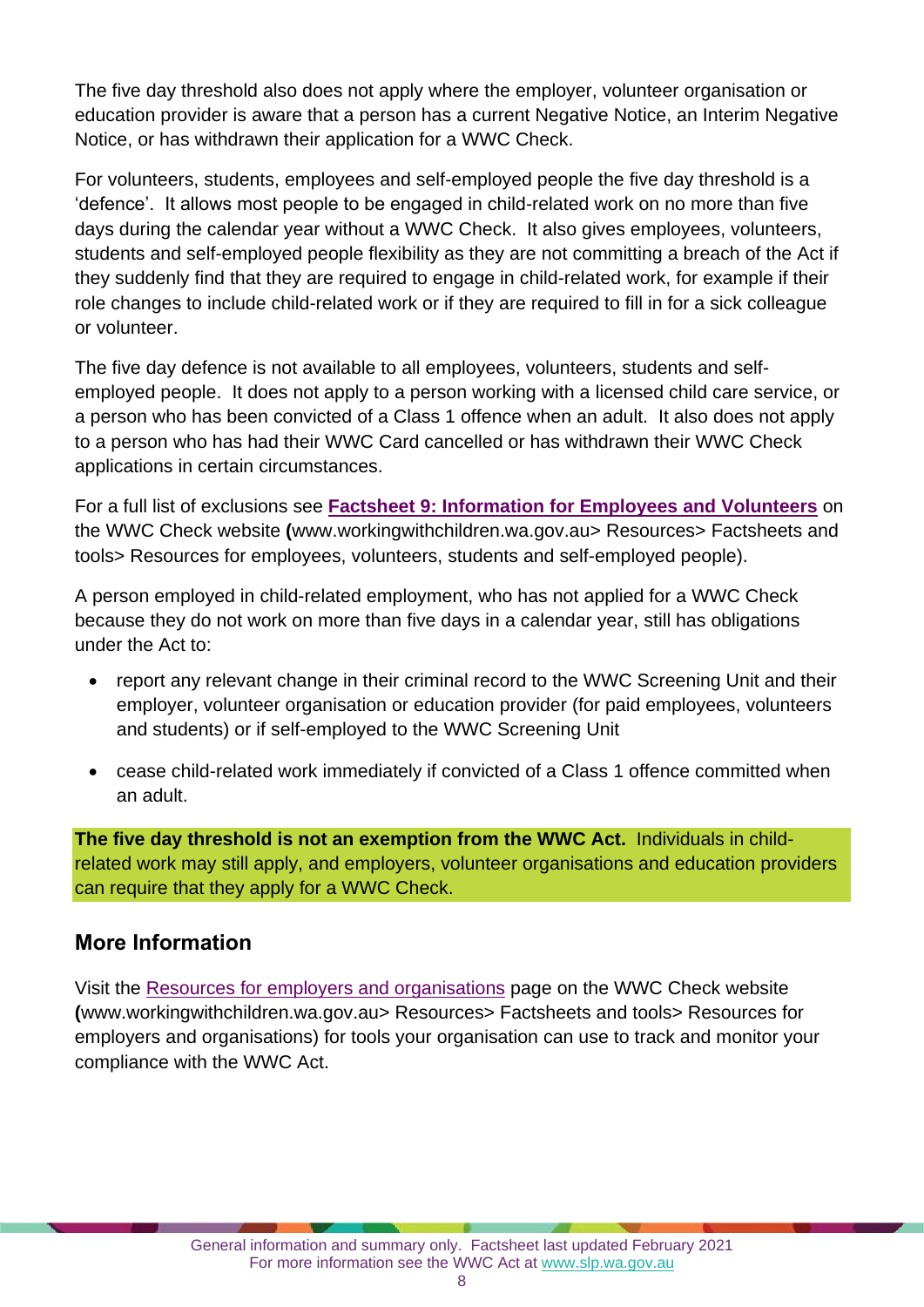The five day threshold also does not apply where the employer, volunteer organisation or education provider is aware that a person has a current Negative Notice, an Interim Negative Notice, or has withdrawn their application for a WWC Check.

For volunteers, students, employees and self-employed people the five day threshold is a 'defence'. It allows most people to be engaged in child-related work on no more than five days during the calendar year without a WWC Check. It also gives employees, volunteers, students and self-employed people flexibility as they are not committing a breach of the Act if they suddenly find that they are required to engage in child-related work, for example if their role changes to include child-related work or if they are required to fill in for a sick colleague or volunteer.

The five day defence is not available to all employees, volunteers, students and self-employed people. It does not apply to a person working with a licensed child care service, or a person who has been convicted of a Class 1 offence when an adult. It also does not apply to a person who has had their WWC Card cancelled or has withdrawn their WWC Check applications in certain circumstances.

For a full list of exclusions see **Factsheet 9: Information for Employees and Volunteers** on the WWC Check website **(**www.workingwithchildren.wa.gov.au> Resources> Factsheets and tools> Resources for employees, volunteers, students and self-employed people).

A person employed in child-related employment, who has not applied for a WWC Check because they do not work on more than five days in a calendar year, still has obligations under the Act to:

- report any relevant change in their criminal record to the WWC Screening Unit and their employer, volunteer organisation or education provider (for paid employees, volunteers and students) or if self-employed to the WWC Screening Unit
- cease child-related work immediately if convicted of a Class 1 offence committed when an adult.

**The five day threshold is not an exemption from the WWC Act.** Individuals in child-related work may still apply, and employers, volunteer organisations and education providers can require that they apply for a WWC Check.

## More Information

Visit the Resources for employers and organisations page on the WWC Check website **(**www.workingwithchildren.wa.gov.au> Resources> Factsheets and tools> Resources for employers and organisations) for tools your organisation can use to track and monitor your compliance with the WWC Act.

General information and summary only. Factsheet last updated February 2021
For more information see the WWC Act at www.slp.wa.gov.au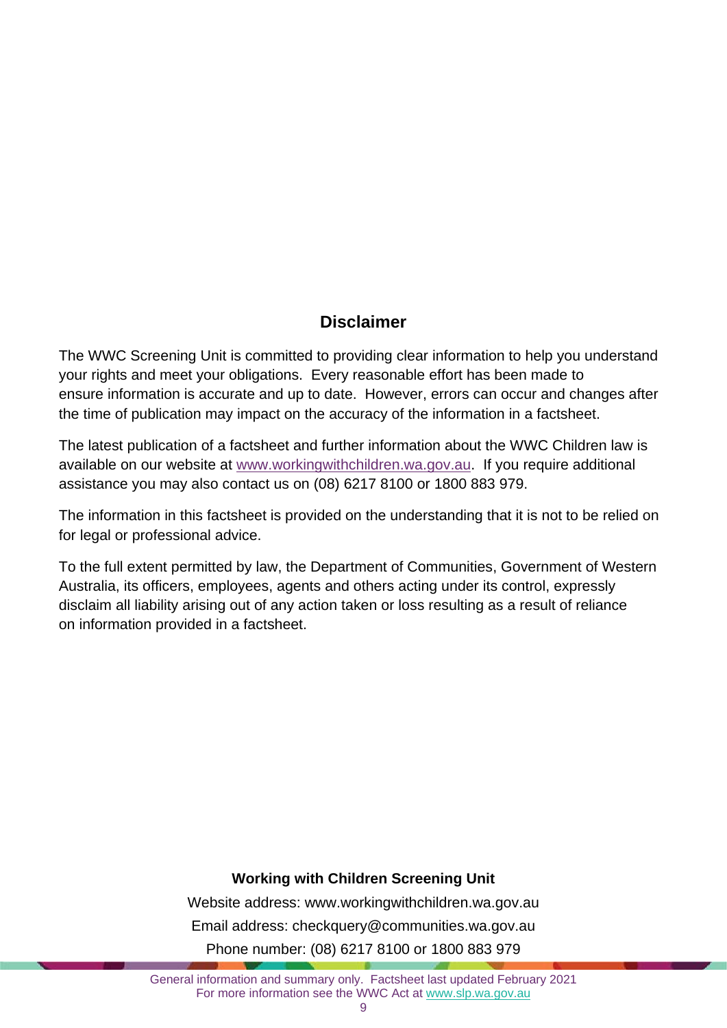## Disclaimer

The WWC Screening Unit is committed to providing clear information to help you understand your rights and meet your obligations. Every reasonable effort has been made to ensure information is accurate and up to date. However, errors can occur and changes after the time of publication may impact on the accuracy of the information in a factsheet.

The latest publication of a factsheet and further information about the WWC Children law is available on our website at www.workingwithchildren.wa.gov.au. If you require additional assistance you may also contact us on (08) 6217 8100 or 1800 883 979.

The information in this factsheet is provided on the understanding that it is not to be relied on for legal or professional advice.

To the full extent permitted by law, the Department of Communities, Government of Western Australia, its officers, employees, agents and others acting under its control, expressly disclaim all liability arising out of any action taken or loss resulting as a result of reliance on information provided in a factsheet.

**Working with Children Screening Unit**

Website address: www.workingwithchildren.wa.gov.au

Email address: checkquery@communities.wa.gov.au

Phone number: (08) 6217 8100 or 1800 883 979

General information and summary only. Factsheet last updated February 2021
For more information see the WWC Act at www.slp.wa.gov.au